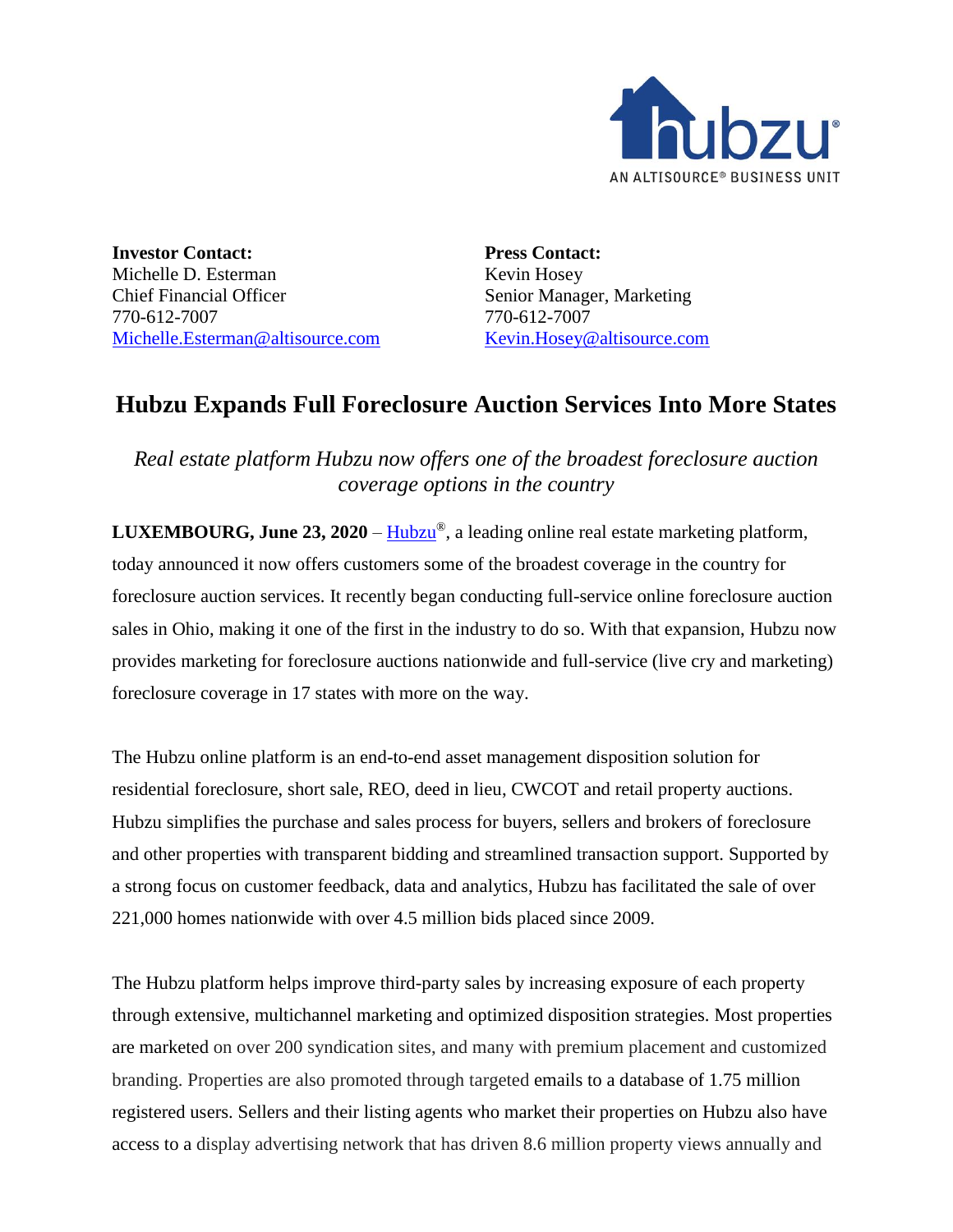hubzu®

AN ALTISOURCE® BUSINESS UNIT

**Investor Contact:**
Michelle D. Esterman
Chief Financial Officer
770-612-7007
Michelle.Esterman@altisource.com

**Press Contact:**
Kevin Hosey
Senior Manager, Marketing
770-612-7007
Kevin.Hosey@altisource.com

# Hubzu Expands Full Foreclosure Auction Services Into More States

*Real estate platform Hubzu now offers one of the broadest foreclosure auction coverage options in the country*

**LUXEMBOURG, June 23, 2020** – Hubzu®, a leading online real estate marketing platform, today announced it now offers customers some of the broadest coverage in the country for foreclosure auction services. It recently began conducting full-service online foreclosure auction sales in Ohio, making it one of the first in the industry to do so. With that expansion, Hubzu now provides marketing for foreclosure auctions nationwide and full-service (live cry and marketing) foreclosure coverage in 17 states with more on the way.

The Hubzu online platform is an end-to-end asset management disposition solution for residential foreclosure, short sale, REO, deed in lieu, CWCOT and retail property auctions. Hubzu simplifies the purchase and sales process for buyers, sellers and brokers of foreclosure and other properties with transparent bidding and streamlined transaction support. Supported by a strong focus on customer feedback, data and analytics, Hubzu has facilitated the sale of over 221,000 homes nationwide with over 4.5 million bids placed since 2009.

The Hubzu platform helps improve third-party sales by increasing exposure of each property through extensive, multichannel marketing and optimized disposition strategies. Most properties are marketed on over 200 syndication sites, and many with premium placement and customized branding. Properties are also promoted through targeted emails to a database of 1.75 million registered users. Sellers and their listing agents who market their properties on Hubzu also have access to a display advertising network that has driven 8.6 million property views annually and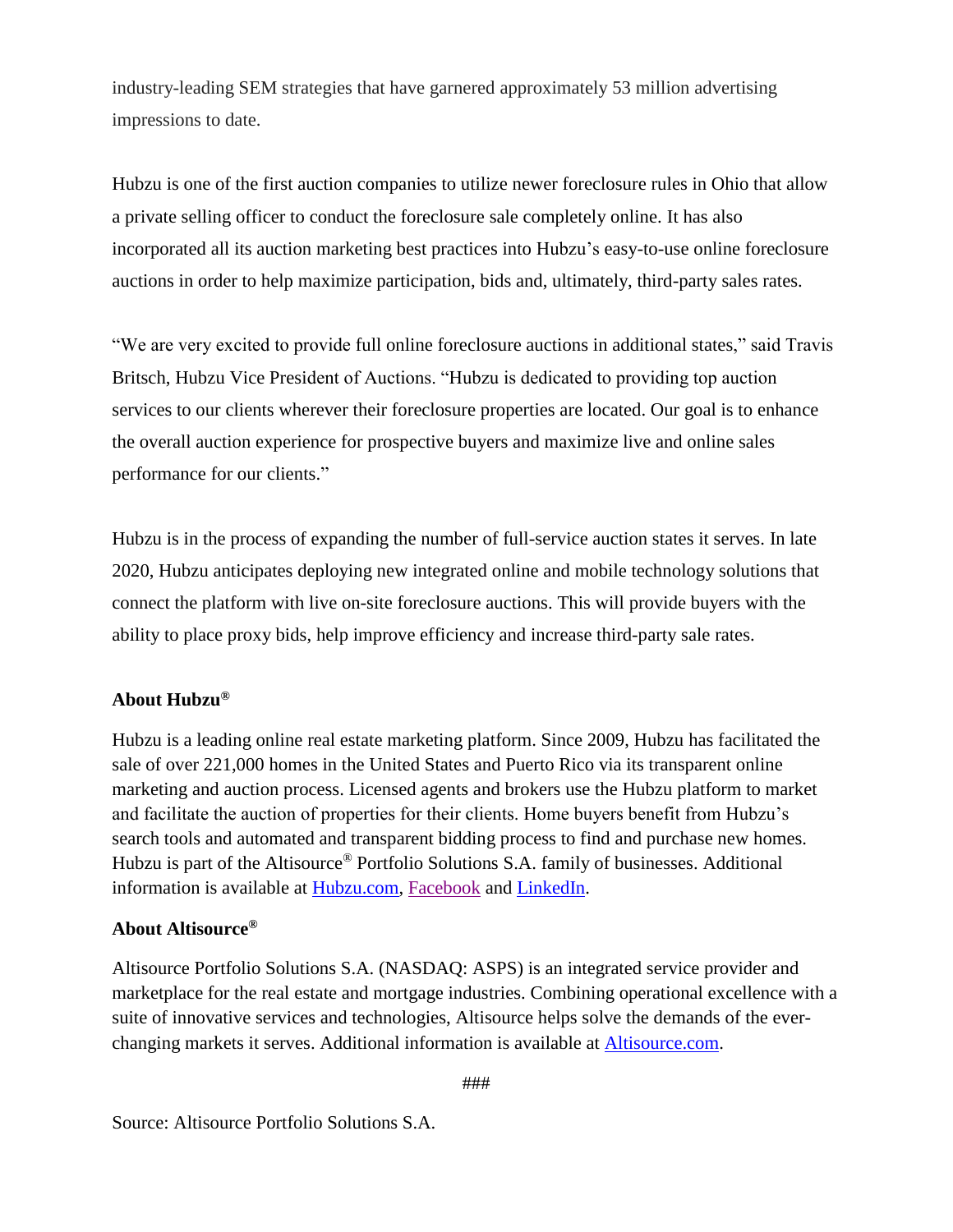industry-leading SEM strategies that have garnered approximately 53 million advertising impressions to date.

Hubzu is one of the first auction companies to utilize newer foreclosure rules in Ohio that allow a private selling officer to conduct the foreclosure sale completely online. It has also incorporated all its auction marketing best practices into Hubzu's easy-to-use online foreclosure auctions in order to help maximize participation, bids and, ultimately, third-party sales rates.

"We are very excited to provide full online foreclosure auctions in additional states," said Travis Britsch, Hubzu Vice President of Auctions. "Hubzu is dedicated to providing top auction services to our clients wherever their foreclosure properties are located. Our goal is to enhance the overall auction experience for prospective buyers and maximize live and online sales performance for our clients."

Hubzu is in the process of expanding the number of full-service auction states it serves. In late 2020, Hubzu anticipates deploying new integrated online and mobile technology solutions that connect the platform with live on-site foreclosure auctions. This will provide buyers with the ability to place proxy bids, help improve efficiency and increase third-party sale rates.

**About Hubzu®**

Hubzu is a leading online real estate marketing platform. Since 2009, Hubzu has facilitated the sale of over 221,000 homes in the United States and Puerto Rico via its transparent online marketing and auction process. Licensed agents and brokers use the Hubzu platform to market and facilitate the auction of properties for their clients. Home buyers benefit from Hubzu's search tools and automated and transparent bidding process to find and purchase new homes. Hubzu is part of the Altisource® Portfolio Solutions S.A. family of businesses. Additional information is available at Hubzu.com, Facebook and LinkedIn.

**About Altisource®**

Altisource Portfolio Solutions S.A. (NASDAQ: ASPS) is an integrated service provider and marketplace for the real estate and mortgage industries. Combining operational excellence with a suite of innovative services and technologies, Altisource helps solve the demands of the ever-changing markets it serves. Additional information is available at Altisource.com.

###

Source: Altisource Portfolio Solutions S.A.